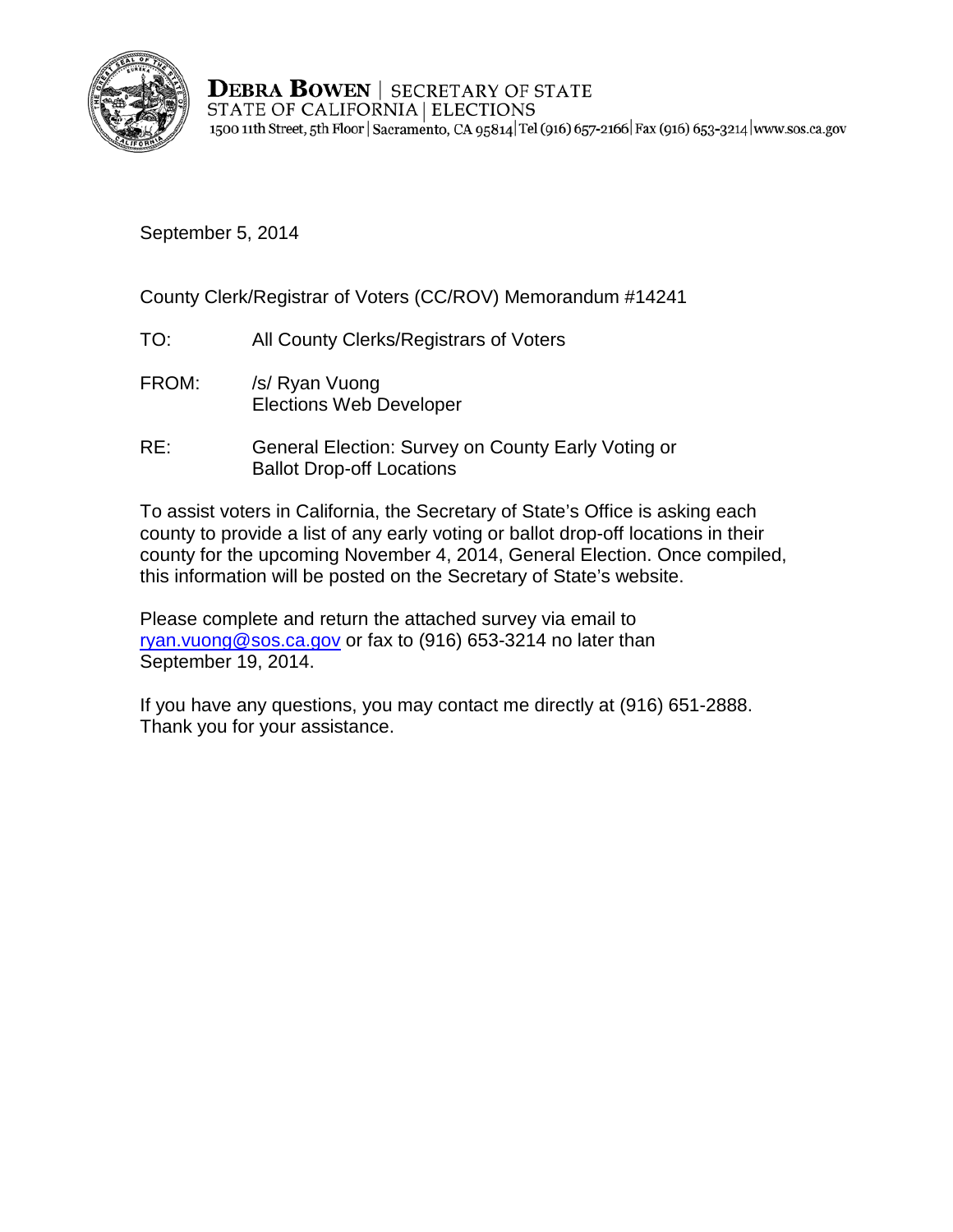**DEBRA BOWEN** | SECRETARY OF STATE
STATE OF CALIFORNIA | ELECTIONS
1500 11th Street, 5th Floor | Sacramento, CA 95814 | Tel (916) 657-2166 | Fax (916) 653-3214 | www.sos.ca.gov

September 5, 2014

County Clerk/Registrar of Voters (CC/ROV) Memorandum #14241

TO: All County Clerks/Registrars of Voters

FROM: /s/ Ryan Vuong
Elections Web Developer

RE: General Election: Survey on County Early Voting or Ballot Drop-off Locations

To assist voters in California, the Secretary of State's Office is asking each county to provide a list of any early voting or ballot drop-off locations in their county for the upcoming November 4, 2014, General Election. Once compiled, this information will be posted on the Secretary of State's website.

Please complete and return the attached survey via email to ryan.vuong@sos.ca.gov or fax to (916) 653-3214 no later than September 19, 2014.

If you have any questions, you may contact me directly at (916) 651-2888. Thank you for your assistance.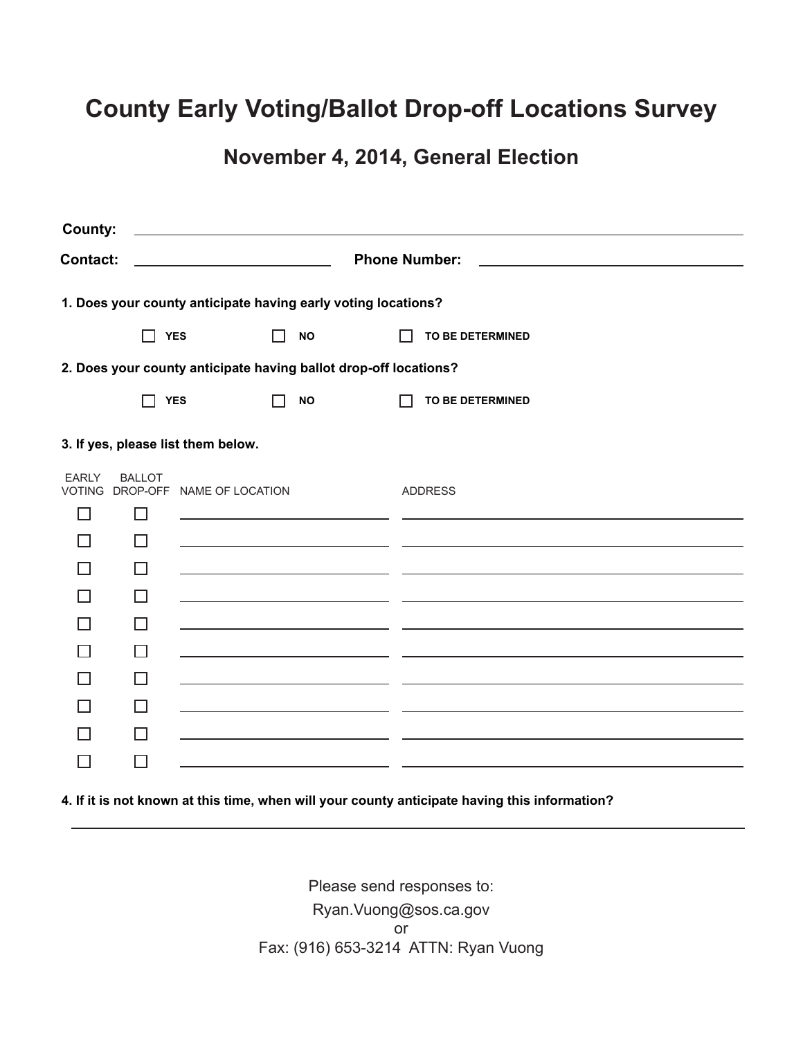# County Early Voting/Ballot Drop-off Locations Survey

## November 4, 2014, General Election

**County:** ______________________________________________

**Contact:** ________________________ **Phone Number:** ________________________

**1. Does your county anticipate having early voting locations?**

☐ **YES** ☐ **NO** ☐ **TO BE DETERMINED**

**2. Does your county anticipate having ballot drop-off locations?**

☐ **YES** ☐ **NO** ☐ **TO BE DETERMINED**

**3. If yes, please list them below.**

| EARLY VOTING | BALLOT DROP-OFF | NAME OF LOCATION | ADDRESS |
|---|---|---|---|
| ☐ | ☐ | | |
| ☐ | ☐ | | |
| ☐ | ☐ | | |
| ☐ | ☐ | | |
| ☐ | ☐ | | |
| ☐ | ☐ | | |
| ☐ | ☐ | | |
| ☐ | ☐ | | |
| ☐ | ☐ | | |
| ☐ | ☐ | | |

**4. If it is not known at this time, when will your county anticipate having this information?**

______________________________________________

Please send responses to:
Ryan.Vuong@sos.ca.gov
or
Fax: (916) 653-3214 ATTN: Ryan Vuong